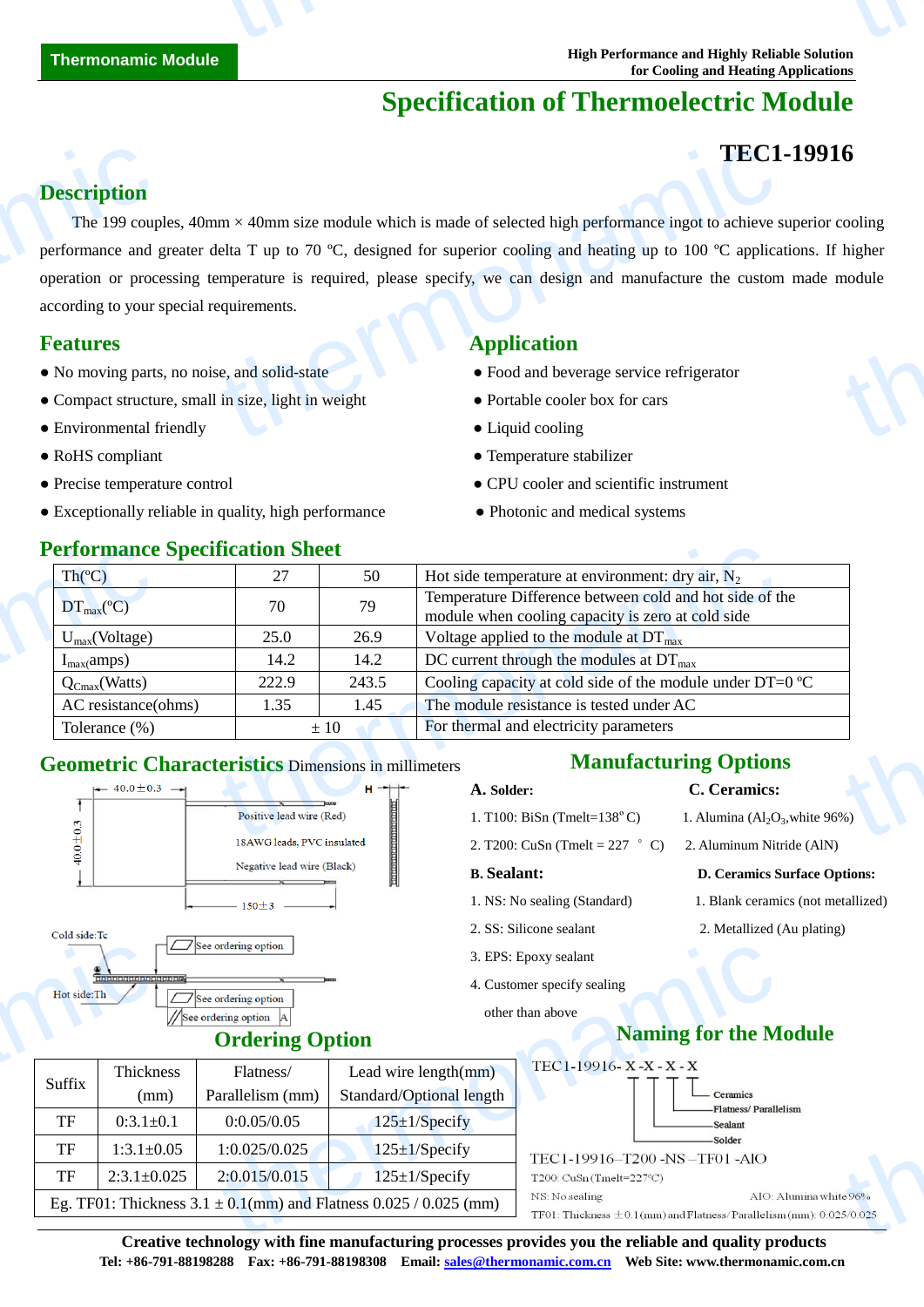**Thermonamic Module**

**High Performance and Highly Reliable Solution for Cooling and Heating Applications**

# Specification of Thermoelectric Module

## TEC1-19916

## Description

The 199 couples, 40mm × 40mm size module which is made of selected high performance ingot to achieve superior cooling performance and greater delta T up to 70 ºC, designed for superior cooling and heating up to 100 ºC applications. If higher operation or processing temperature is required, please specify, we can design and manufacture the custom made module according to your special requirements.

## Features

- No moving parts, no noise, and solid-state
- Compact structure, small in size, light in weight
- Environmental friendly
- RoHS compliant
- Precise temperature control
- Exceptionally reliable in quality, high performance

## Application

- Food and beverage service refrigerator
- Portable cooler box for cars
- Liquid cooling
- Temperature stabilizer
- CPU cooler and scientific instrument
- Photonic and medical systems

## Performance Specification Sheet

| Th(ºC) | 27 | 50 | Hot side temperature at environment: dry air, $N_2$ |
|---|---|---|---|
| $DT_{max}$(ºC) | 70 | 79 | Temperature Difference between cold and hot side of the module when cooling capacity is zero at cold side |
| $U_{max}$(Voltage) | 25.0 | 26.9 | Voltage applied to the module at $DT_{max}$ |
| $I_{max}$(amps) | 14.2 | 14.2 | DC current through the modules at $DT_{max}$ |
| $Q_{Cmax}$(Watts) | 222.9 | 243.5 | Cooling capacity at cold side of the module under DT=0 ºC |
| AC resistance(ohms) | 1.35 | 1.45 | The module resistance is tested under AC |
| Tolerance (%) | ± 10 | | For thermal and electricity parameters |

## Geometric Characteristics Dimensions in millimeters

40.0±0.3

40.0±0.3

H

Positive lead wire (Red)

18AWG leads, PVC insulated

Negative lead wire (Black)

150±3

Cold side:Tc

Hot side:Th

See ordering option

See ordering option

See ordering option A

## Manufacturing Options

**A. Solder:**

1. T100: BiSn (Tmelt=138º C)
2. T200: CuSn (Tmelt = 227 º C)

**B. Sealant:**

1. NS: No sealing (Standard)
2. SS: Silicone sealant
3. EPS: Epoxy sealant
4. Customer specify sealing other than above

**C. Ceramics:**

1. Alumina ($Al_2O_3$,white 96%)
2. Aluminum Nitride (AlN)

**D. Ceramics Surface Options:**

1. Blank ceramics (not metallized)
2. Metallized (Au plating)

## Ordering Option

| Suffix | Thickness (mm) | Flatness/ Parallelism (mm) | Lead wire length(mm) Standard/Optional length |
|---|---|---|---|
| TF | 0:3.1±0.1 | 0:0.05/0.05 | 125±1/Specify |
| TF | 1:3.1±0.05 | 1:0.025/0.025 | 125±1/Specify |
| TF | 2:3.1±0.025 | 2:0.015/0.015 | 125±1/Specify |
| Eg. TF01: Thickness 3.1 ± 0.1(mm) and Flatness 0.025 / 0.025 (mm) | | | |

## Naming for the Module

TEC1-19916- X -X - X - X

- Ceramics
- Flatness/ Parallelism
- Sealant
- Solder

TEC1-19916–T200 -NS –TF01 -AlO

T200: CuSn (Tmelt=227ºC)

NS: No sealing

AlO: Alumina white 96%

TF01: Thickness ±0.1(mm) and Flatness/Parallelism (mm): 0.025/0.025

**Creative technology with fine manufacturing processes provides you the reliable and quality products**

**Tel: +86-791-88198288 Fax: +86-791-88198308 Email: sales@thermonamic.com.cn Web Site: www.thermonamic.com.cn**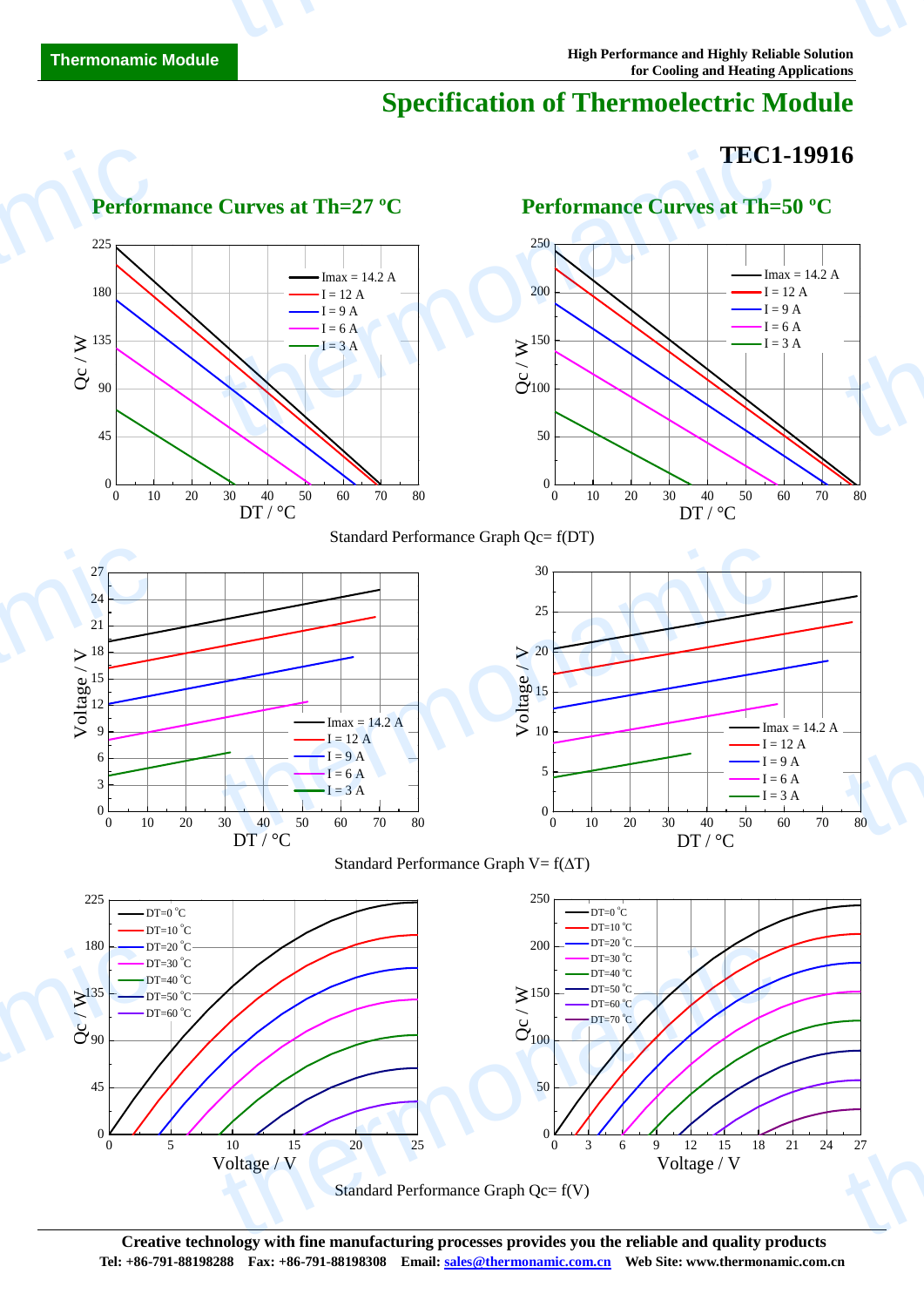# Specification of Thermoelectric Module

## TEC1-19916

### Performance Curves at Th=27 °C

### Performance Curves at Th=50 °C

Standard Performance Graph Qc= f(DT)

Standard Performance Graph V= f(ΔT)

Standard Performance Graph Qc= f(V)

**Creative technology with fine manufacturing process provides you the reliable and quality products**

**Tel: +86-791-88198288 Fax: +86-791-88198308 Email: sales@thermonamic.com.cn Web Site: www.thermonamic.com.cn**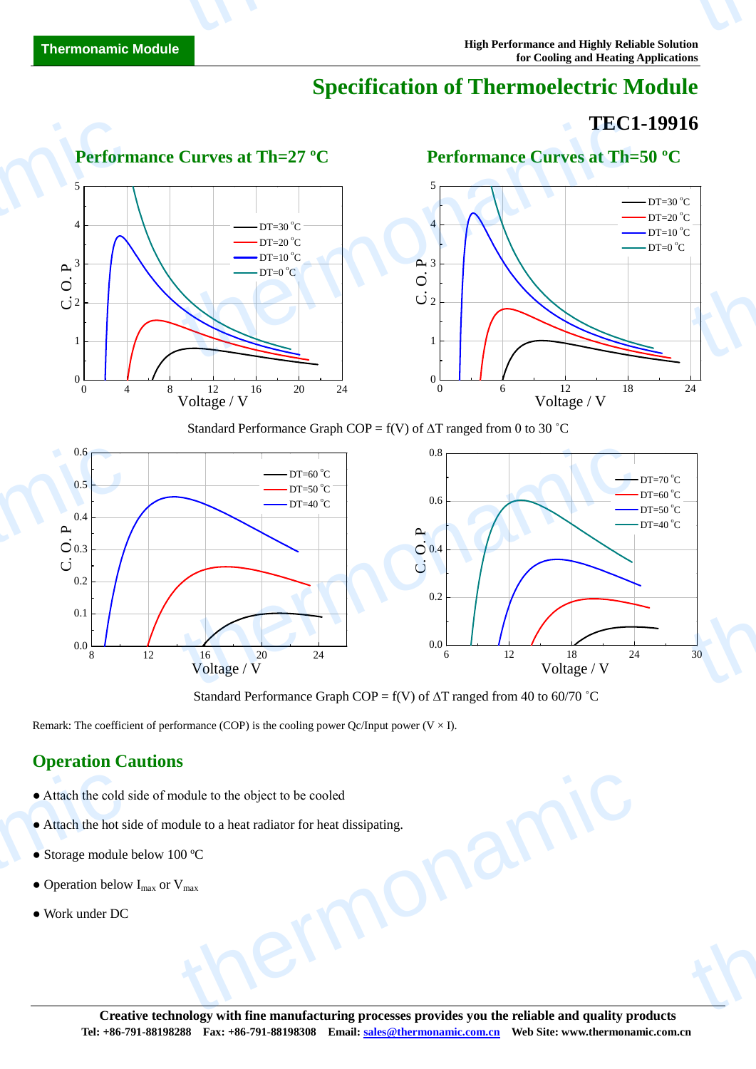# Specification of Thermoelectric Module

## TEC1-19916

### Performance Curves at Th=27 ºC

C. O. P

0
1
2
3
4
5

0
4
8
12
16
20
24

Voltage / V

DT=30 °C
DT=20 °C
DT=10 °C
DT=0 °C

### Performance Curves at Th=50 ºC

C. O. P

0
1
2
3
4
5

0
6
12
18
24

Voltage / V

DT=30 °C
DT=20 °C
DT=10 °C
DT=0 °C

Standard Performance Graph COP = f(V) of ΔT ranged from 0 to 30 ˚C

C. O. P

0.0
0.1
0.2
0.3
0.4
0.5
0.6

8
12
16
20
24

Voltage / V

DT=60 °C
DT=50 °C
DT=40 °C

C. O. P

0.0
0.2
0.4
0.6
0.8

6
12
18
24
30

Voltage / V

DT=70 °C
DT=60 °C
DT=50 °C
DT=40 °C

Standard Performance Graph COP = f(V) of ΔT ranged from 40 to 60/70 ˚C

Remark: The coefficient of performance (COP) is the cooling power Qc/Input power (V × I).

## Operation Cautions

- Attach the cold side of module to the object to be cooled
- Attach the hot side of module to a heat radiator for heat dissipating.
- Storage module below 100 ºC
- Operation below $I_{max}$ or $V_{max}$
- Work under DC